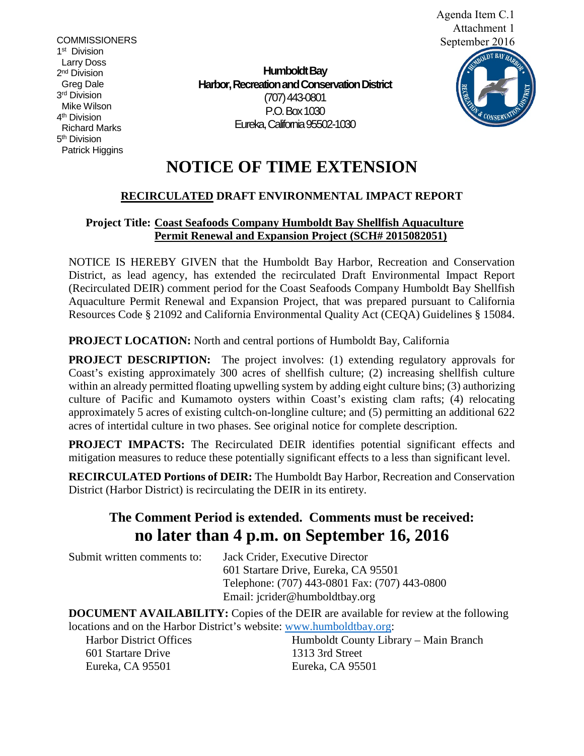Agenda Item C.1
Attachment 1
September 2016

COMMISSIONERS
1st Division
Larry Doss
2nd Division
Greg Dale
3rd Division
Mike Wilson
4th Division
Richard Marks
5th Division
Patrick Higgins

**Humboldt Bay**
**Harbor, Recreation and Conservation District**
(707) 443-0801
P.O. Box 1030
Eureka, California 95502-1030

# NOTICE OF TIME EXTENSION

## RECIRCULATED DRAFT ENVIRONMENTAL IMPACT REPORT

**Project Title: Coast Seafoods Company Humboldt Bay Shellfish Aquaculture Permit Renewal and Expansion Project (SCH# 2015082051)**

NOTICE IS HEREBY GIVEN that the Humboldt Bay Harbor, Recreation and Conservation District, as lead agency, has extended the recirculated Draft Environmental Impact Report (Recirculated DEIR) comment period for the Coast Seafoods Company Humboldt Bay Shellfish Aquaculture Permit Renewal and Expansion Project, that was prepared pursuant to California Resources Code § 21092 and California Environmental Quality Act (CEQA) Guidelines § 15084.

**PROJECT LOCATION:** North and central portions of Humboldt Bay, California

**PROJECT DESCRIPTION:** The project involves: (1) extending regulatory approvals for Coast's existing approximately 300 acres of shellfish culture; (2) increasing shellfish culture within an already permitted floating upwelling system by adding eight culture bins; (3) authorizing culture of Pacific and Kumamoto oysters within Coast's existing clam rafts; (4) relocating approximately 5 acres of existing cultch-on-longline culture; and (5) permitting an additional 622 acres of intertidal culture in two phases. See original notice for complete description.

**PROJECT IMPACTS:** The Recirculated DEIR identifies potential significant effects and mitigation measures to reduce these potentially significant effects to a less than significant level.

**RECIRCULATED Portions of DEIR:** The Humboldt Bay Harbor, Recreation and Conservation District (Harbor District) is recirculating the DEIR in its entirety.

## The Comment Period is extended. Comments must be received: no later than 4 p.m. on September 16, 2016

Submit written comments to:

Jack Crider, Executive Director
601 Startare Drive, Eureka, CA 95501
Telephone: (707) 443-0801 Fax: (707) 443-0800
Email: jcrider@humboldtbay.org

**DOCUMENT AVAILABILITY:** Copies of the DEIR are available for review at the following locations and on the Harbor District's website: www.humboldtbay.org:

Harbor District Offices
601 Startare Drive
Eureka, CA 95501

Humboldt County Library – Main Branch
1313 3rd Street
Eureka, CA 95501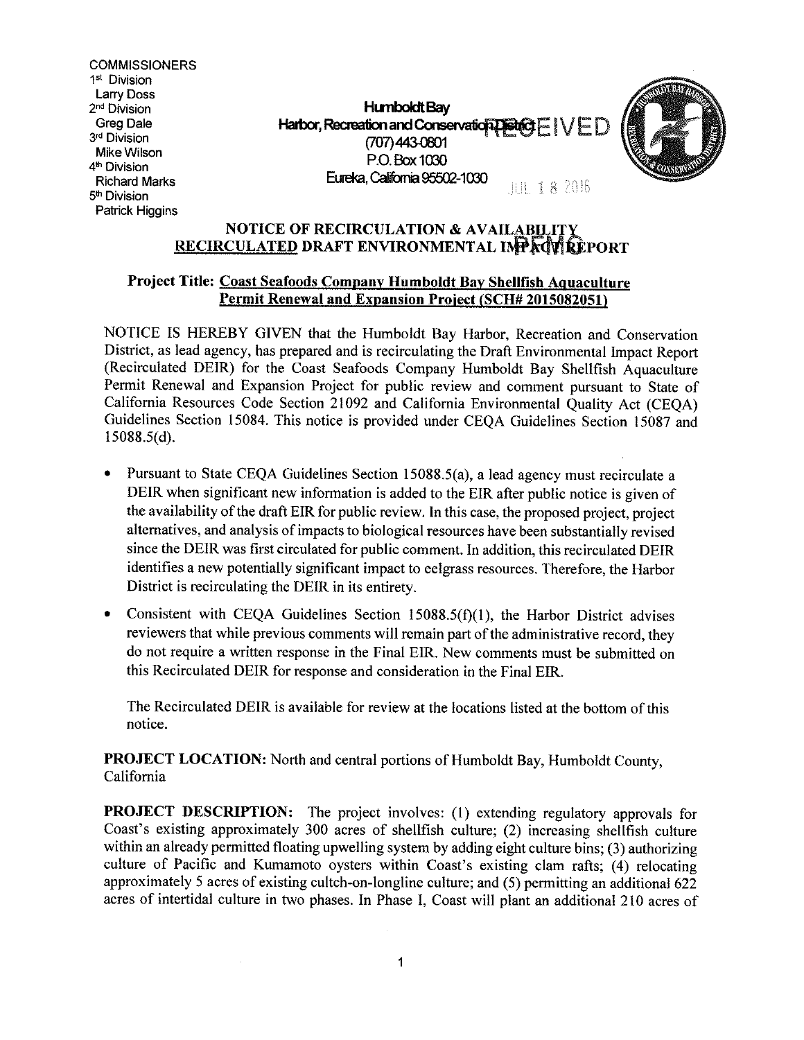COMMISSIONERS
1st Division
Larry Doss
2nd Division
Greg Dale
3rd Division
Mike Wilson
4th Division
Richard Marks
5th Division
Patrick Higgins

**Humboldt Bay**
**Harbor, Recreation and Conservation District**
(707) 443-0801
P.O. Box 1030
Eureka, California 95502-1030

RECEIVED

JUL 18 2016

## NOTICE OF RECIRCULATION & AVAILABILITY
## RECIRCULATED DRAFT ENVIRONMENTAL IMPACT REPORT

### Project Title: Coast Seafoods Company Humboldt Bay Shellfish Aquaculture Permit Renewal and Expansion Project (SCH# 2015082051)

NOTICE IS HEREBY GIVEN that the Humboldt Bay Harbor, Recreation and Conservation District, as lead agency, has prepared and is recirculating the Draft Environmental Impact Report (Recirculated DEIR) for the Coast Seafoods Company Humboldt Bay Shellfish Aquaculture Permit Renewal and Expansion Project for public review and comment pursuant to State of California Resources Code Section 21092 and California Environmental Quality Act (CEQA) Guidelines Section 15084. This notice is provided under CEQA Guidelines Section 15087 and 15088.5(d).

- Pursuant to State CEQA Guidelines Section 15088.5(a), a lead agency must recirculate a DEIR when significant new information is added to the EIR after public notice is given of the availability of the draft EIR for public review. In this case, the proposed project, project alternatives, and analysis of impacts to biological resources have been substantially revised since the DEIR was first circulated for public comment. In addition, this recirculated DEIR identifies a new potentially significant impact to eelgrass resources. Therefore, the Harbor District is recirculating the DEIR in its entirety.
- Consistent with CEQA Guidelines Section 15088.5(f)(1), the Harbor District advises reviewers that while previous comments will remain part of the administrative record, they do not require a written response in the Final EIR. New comments must be submitted on this Recirculated DEIR for response and consideration in the Final EIR.

  The Recirculated DEIR is available for review at the locations listed at the bottom of this notice.

**PROJECT LOCATION:** North and central portions of Humboldt Bay, Humboldt County, California

**PROJECT DESCRIPTION:** The project involves: (1) extending regulatory approvals for Coast's existing approximately 300 acres of shellfish culture; (2) increasing shellfish culture within an already permitted floating upwelling system by adding eight culture bins; (3) authorizing culture of Pacific and Kumamoto oysters within Coast's existing clam rafts; (4) relocating approximately 5 acres of existing cultch-on-longline culture; and (5) permitting an additional 622 acres of intertidal culture in two phases. In Phase I, Coast will plant an additional 210 acres of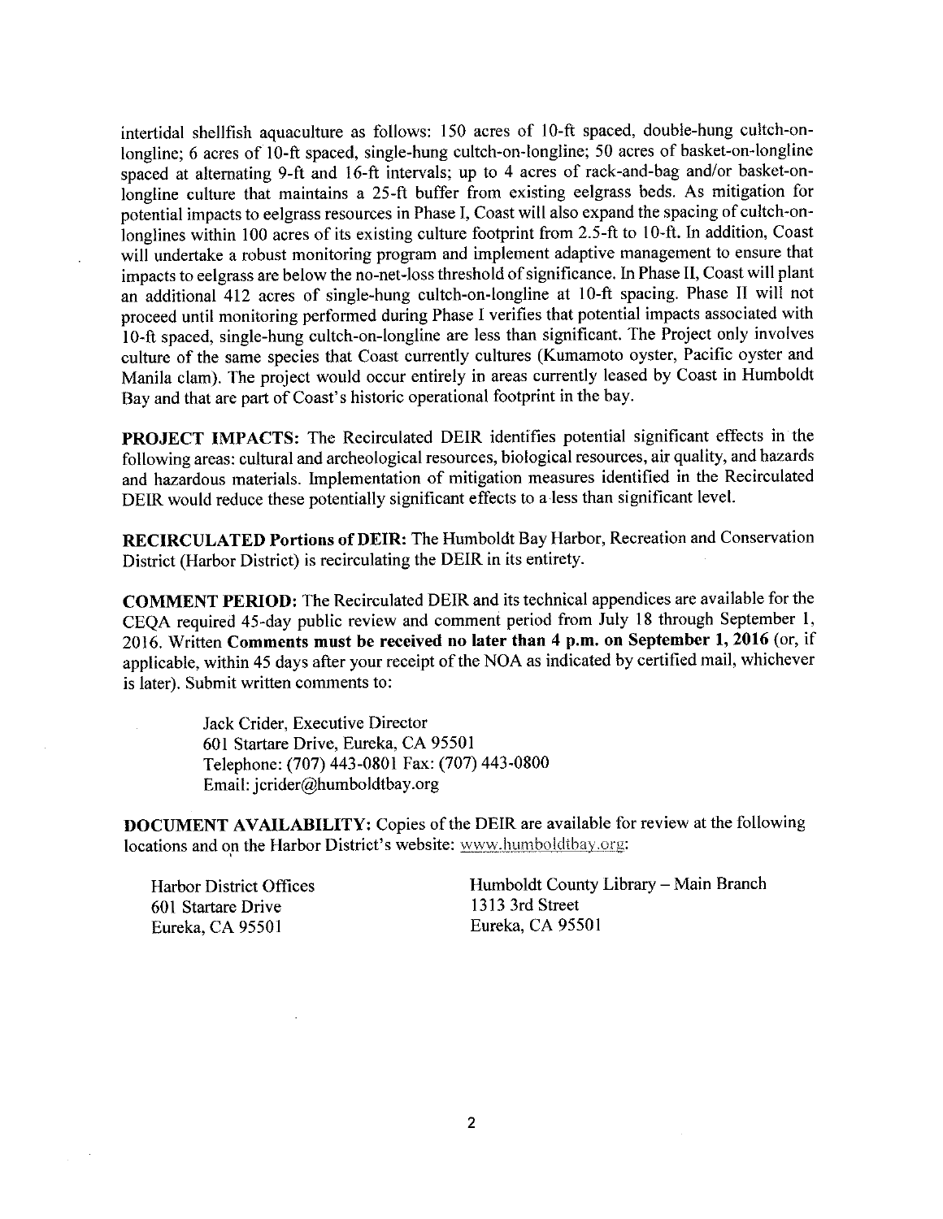intertidal shellfish aquaculture as follows: 150 acres of 10-ft spaced, double-hung cultch-on-longline; 6 acres of 10-ft spaced, single-hung cultch-on-longline; 50 acres of basket-on-longline spaced at alternating 9-ft and 16-ft intervals; up to 4 acres of rack-and-bag and/or basket-on-longline culture that maintains a 25-ft buffer from existing eelgrass beds. As mitigation for potential impacts to eelgrass resources in Phase I, Coast will also expand the spacing of cultch-on-longlines within 100 acres of its existing culture footprint from 2.5-ft to 10-ft. In addition, Coast will undertake a robust monitoring program and implement adaptive management to ensure that impacts to eelgrass are below the no-net-loss threshold of significance. In Phase II, Coast will plant an additional 412 acres of single-hung cultch-on-longline at 10-ft spacing. Phase II will not proceed until monitoring performed during Phase I verifies that potential impacts associated with 10-ft spaced, single-hung cultch-on-longline are less than significant. The Project only involves culture of the same species that Coast currently cultures (Kumamoto oyster, Pacific oyster and Manila clam). The project would occur entirely in areas currently leased by Coast in Humboldt Bay and that are part of Coast's historic operational footprint in the bay.

**PROJECT IMPACTS:** The Recirculated DEIR identifies potential significant effects in the following areas: cultural and archeological resources, biological resources, air quality, and hazards and hazardous materials. Implementation of mitigation measures identified in the Recirculated DEIR would reduce these potentially significant effects to a less than significant level.

**RECIRCULATED Portions of DEIR:** The Humboldt Bay Harbor, Recreation and Conservation District (Harbor District) is recirculating the DEIR in its entirety.

**COMMENT PERIOD:** The Recirculated DEIR and its technical appendices are available for the CEQA required 45-day public review and comment period from July 18 through September 1, 2016. Written **Comments must be received no later than 4 p.m. on September 1, 2016** (or, if applicable, within 45 days after your receipt of the NOA as indicated by certified mail, whichever is later). Submit written comments to:

Jack Crider, Executive Director
601 Startare Drive, Eureka, CA 95501
Telephone: (707) 443-0801 Fax: (707) 443-0800
Email: jcrider@humboldtbay.org

**DOCUMENT AVAILABILITY:** Copies of the DEIR are available for review at the following locations and on the Harbor District's website: www.humboldtbay.org:

Harbor District Offices
601 Startare Drive
Eureka, CA 95501

Humboldt County Library – Main Branch
1313 3rd Street
Eureka, CA 95501